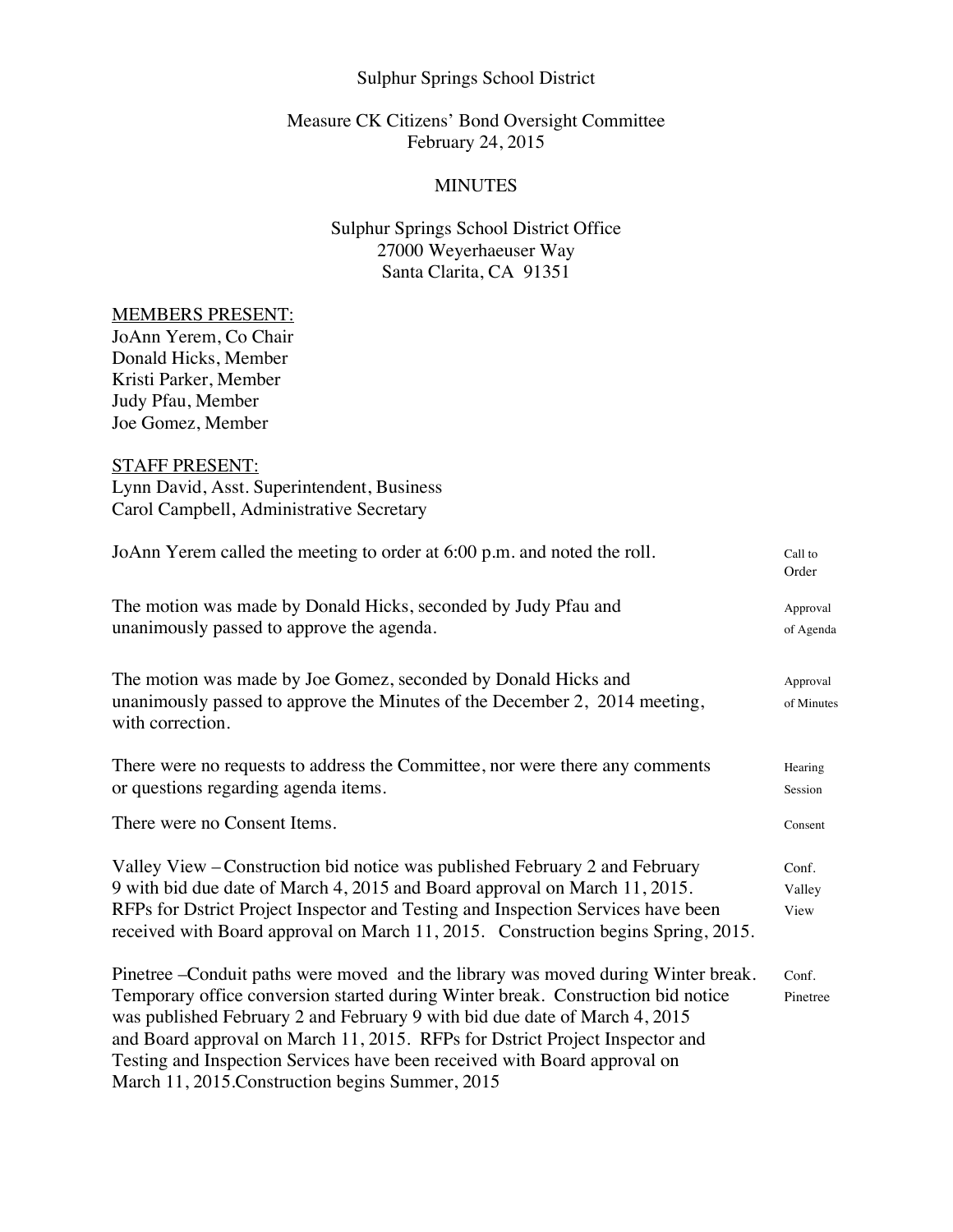Sulphur Springs School District

Measure CK Citizens' Bond Oversight Committee
February 24, 2015

MINUTES

Sulphur Springs School District Office
27000 Weyerhaeuser Way
Santa Clarita, CA 91351

MEMBERS PRESENT:
JoAnn Yerem, Co Chair
Donald Hicks, Member
Kristi Parker, Member
Judy Pfau, Member
Joe Gomez, Member

STAFF PRESENT:
Lynn David, Asst. Superintendent, Business
Carol Campbell, Administrative Secretary

| | |
|---|---|
| JoAnn Yerem called the meeting to order at 6:00 p.m. and noted the roll. | Call to Order |
| The motion was made by Donald Hicks, seconded by Judy Pfau and unanimously passed to approve the agenda. | Approval of Agenda |
| The motion was made by Joe Gomez, seconded by Donald Hicks and unanimously passed to approve the Minutes of the December 2, 2014 meeting, with correction. | Approval of Minutes |
| There were no requests to address the Committee, nor were there any comments or questions regarding agenda items. | Hearing Session |
| There were no Consent Items. | Consent |
| Valley View – Construction bid notice was published February 2 and February 9 with bid due date of March 4, 2015 and Board approval on March 11, 2015. RFPs for Dstrict Project Inspector and Testing and Inspection Services have been received with Board approval on March 11, 2015. Construction begins Spring, 2015. | Conf. Valley View |
| Pinetree –Conduit paths were moved and the library was moved during Winter break. Temporary office conversion started during Winter break. Construction bid notice was published February 2 and February 9 with bid due date of March 4, 2015 and Board approval on March 11, 2015. RFPs for Dstrict Project Inspector and Testing and Inspection Services have been received with Board approval on March 11, 2015.Construction begins Summer, 2015 | Conf. Pinetree |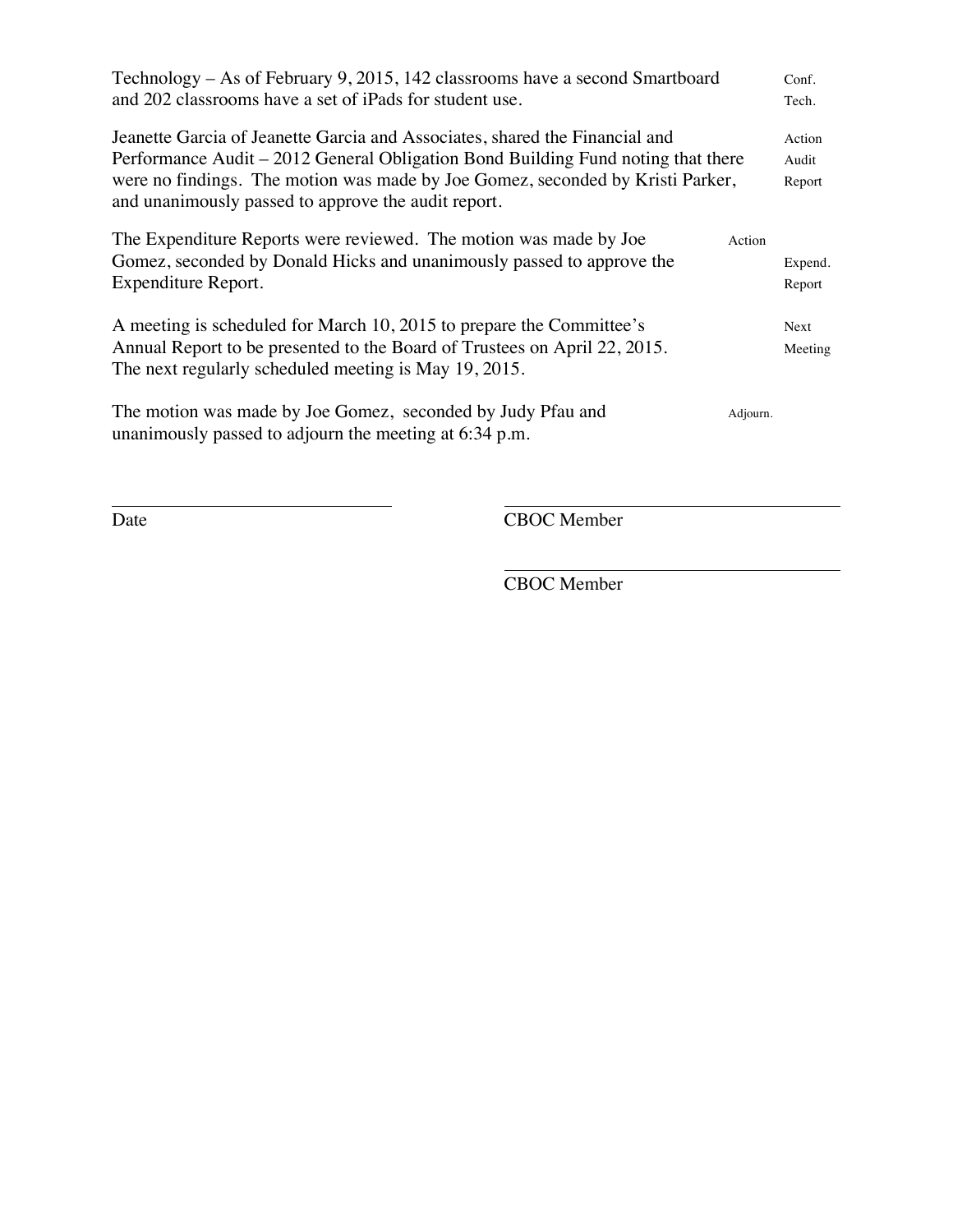Technology – As of February 9, 2015, 142 classrooms have a second Smartboard and 202 classrooms have a set of iPads for student use. — Conf. Tech.

Jeanette Garcia of Jeanette Garcia and Associates, shared the Financial and Performance Audit – 2012 General Obligation Bond Building Fund noting that there were no findings. The motion was made by Joe Gomez, seconded by Kristi Parker, and unanimously passed to approve the audit report. — Action Audit Report

The Expenditure Reports were reviewed. The motion was made by Joe Gomez, seconded by Donald Hicks and unanimously passed to approve the Expenditure Report. — Action Expend. Report

A meeting is scheduled for March 10, 2015 to prepare the Committee's Annual Report to be presented to the Board of Trustees on April 22, 2015. The next regularly scheduled meeting is May 19, 2015. — Next Meeting

The motion was made by Joe Gomez, seconded by Judy Pfau and unanimously passed to adjourn the meeting at 6:34 p.m. — Adjourn.

\_\_\_\_\_\_\_\_\_\_\_\_\_\_\_\_\_\_\_\_\_\_\_\_\_\_\_\_
Date

\_\_\_\_\_\_\_\_\_\_\_\_\_\_\_\_\_\_\_\_\_\_\_\_\_\_\_\_
CBOC Member

\_\_\_\_\_\_\_\_\_\_\_\_\_\_\_\_\_\_\_\_\_\_\_\_\_\_\_\_
CBOC Member